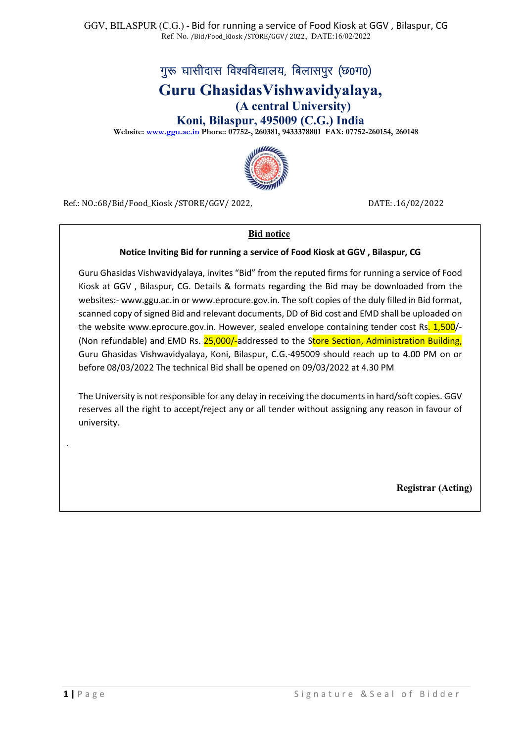# गुरू घासीदास विश्वविद्यालय, बिलासपुर (छ0ग0)

# Guru GhasidasVishwavidyalaya,

## (A central University)

## Koni, Bilaspur, 495009 (C.G.) India

**Website: www.ggu.ac.in Phone: 07752-, 260381, 9433378801 FAX: 07752-260154, 260148**

Ref.: NO.:68/Bid/Food_Kiosk /STORE/GGV/ 2022, DATE: .16/02/2022

## Bid notice

**Notice Inviting Bid for running a service of Food Kiosk at GGV , Bilaspur, CG**

Guru Ghasidas Vishwavidyalaya, invites "Bid" from the reputed firms for running a service of Food Kiosk at GGV , Bilaspur, CG. Details & formats regarding the Bid may be downloaded from the websites:- www.ggu.ac.in or www.eprocure.gov.in. The soft copies of the duly filled in Bid format, scanned copy of signed Bid and relevant documents, DD of Bid cost and EMD shall be uploaded on the website www.eprocure.gov.in. However, sealed envelope containing tender cost Rs. 1,500/- (Non refundable) and EMD Rs. 25,000/-addressed to the Store Section, Administration Building, Guru Ghasidas Vishwavidyalaya, Koni, Bilaspur, C.G.-495009 should reach up to 4.00 PM on or before 08/03/2022 The technical Bid shall be opened on 09/03/2022 at 4.30 PM

The University is not responsible for any delay in receiving the documents in hard/soft copies. GGV reserves all the right to accept/reject any or all tender without assigning any reason in favour of university.

**Registrar (Acting)**

Signature &Seal of Bidder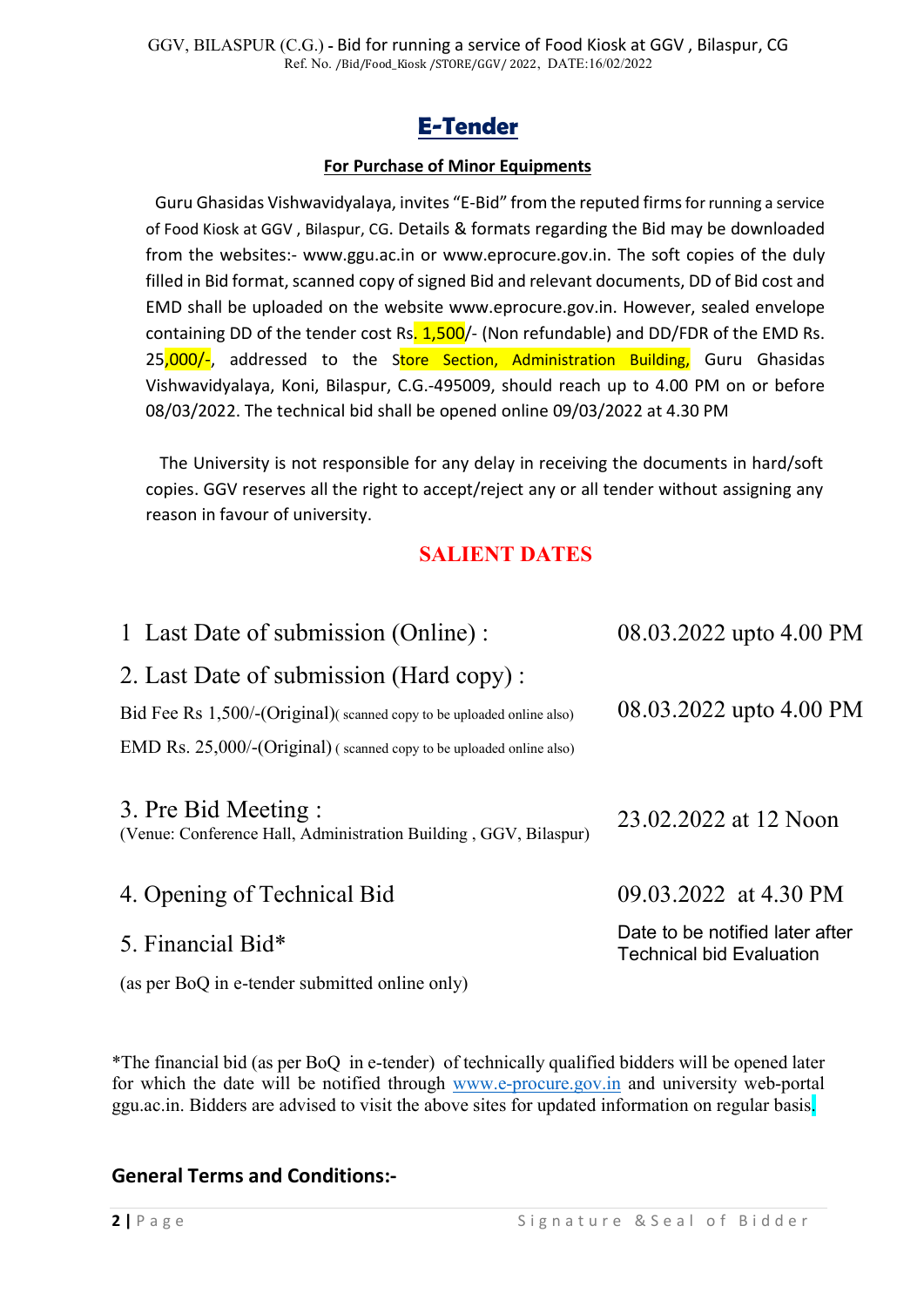GGV, BILASPUR (C.G.) - Bid for running a service of Food Kiosk at GGV , Bilaspur, CG
Ref. No. /Bid/Food_Kiosk /STORE/GGV/ 2022, DATE:16/02/2022

# E-Tender

**For Purchase of Minor Equipments**

Guru Ghasidas Vishwavidyalaya, invites "E-Bid" from the reputed firms for running a service of Food Kiosk at GGV , Bilaspur, CG. Details & formats regarding the Bid may be downloaded from the websites:- www.ggu.ac.in or www.eprocure.gov.in. The soft copies of the duly filled in Bid format, scanned copy of signed Bid and relevant documents, DD of Bid cost and EMD shall be uploaded on the website www.eprocure.gov.in. However, sealed envelope containing DD of the tender cost Rs. 1,500/- (Non refundable) and DD/FDR of the EMD Rs. 25,000/-, addressed to the Store Section, Administration Building, Guru Ghasidas Vishwavidyalaya, Koni, Bilaspur, C.G.-495009, should reach up to 4.00 PM on or before 08/03/2022. The technical bid shall be opened online 09/03/2022 at 4.30 PM

The University is not responsible for any delay in receiving the documents in hard/soft copies. GGV reserves all the right to accept/reject any or all tender without assigning any reason in favour of university.

## SALIENT DATES

| | |
|---|---|
| 1 Last Date of submission (Online) : | 08.03.2022 upto 4.00 PM |
| 2. Last Date of submission (Hard copy) :<br>Bid Fee Rs 1,500/-(Original)( scanned copy to be uploaded online also)<br>EMD Rs. 25,000/-(Original) ( scanned copy to be uploaded online also) | 08.03.2022 upto 4.00 PM |
| 3. Pre Bid Meeting :<br>(Venue: Conference Hall, Administration Building , GGV, Bilaspur) | 23.02.2022 at 12 Noon |
| 4. Opening of Technical Bid | 09.03.2022 at 4.30 PM |
| 5. Financial Bid*<br>(as per BoQ in e-tender submitted online only) | Date to be notified later after Technical bid Evaluation |

*The financial bid (as per BoQ in e-tender) of technically qualified bidders will be opened later for which the date will be notified through www.e-procure.gov.in and university web-portal ggu.ac.in. Bidders are advised to visit the above sites for updated information on regular basis.

### General Terms and Conditions:-

Signature &Seal of Bidder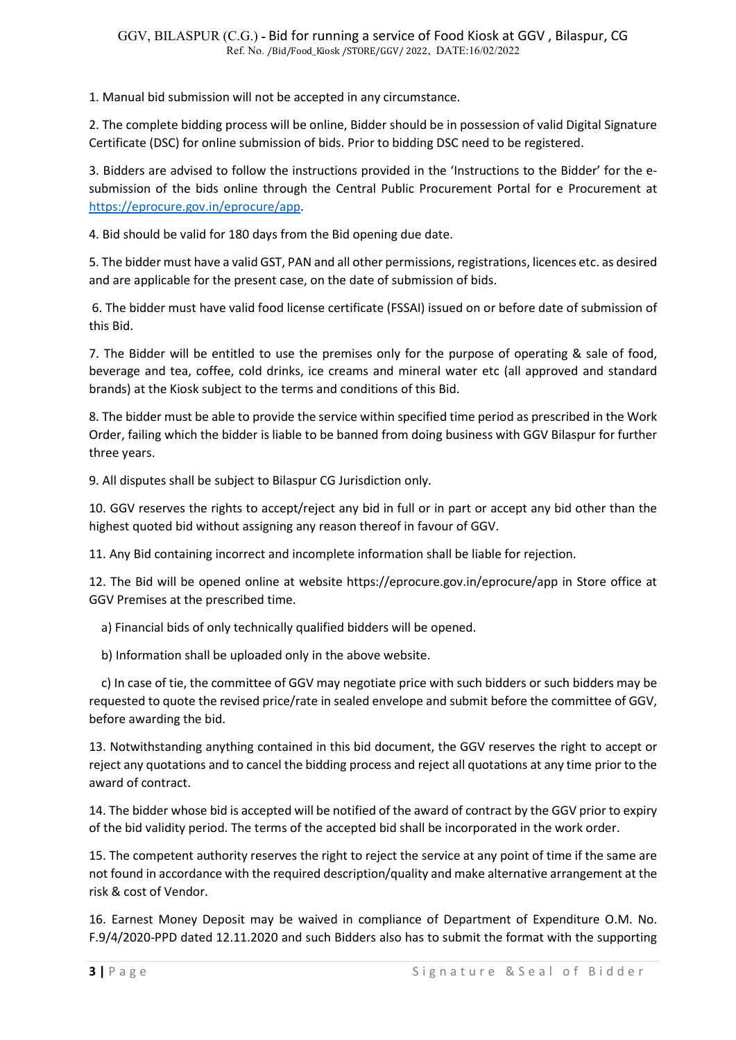1. Manual bid submission will not be accepted in any circumstance.

2. The complete bidding process will be online, Bidder should be in possession of valid Digital Signature Certificate (DSC) for online submission of bids. Prior to bidding DSC need to be registered.

3. Bidders are advised to follow the instructions provided in the 'Instructions to the Bidder' for the e-submission of the bids online through the Central Public Procurement Portal for e Procurement at https://eprocure.gov.in/eprocure/app.

4. Bid should be valid for 180 days from the Bid opening due date.

5. The bidder must have a valid GST, PAN and all other permissions, registrations, licences etc. as desired and are applicable for the present case, on the date of submission of bids.

6. The bidder must have valid food license certificate (FSSAI) issued on or before date of submission of this Bid.

7. The Bidder will be entitled to use the premises only for the purpose of operating & sale of food, beverage and tea, coffee, cold drinks, ice creams and mineral water etc (all approved and standard brands) at the Kiosk subject to the terms and conditions of this Bid.

8. The bidder must be able to provide the service within specified time period as prescribed in the Work Order, failing which the bidder is liable to be banned from doing business with GGV Bilaspur for further three years.

9. All disputes shall be subject to Bilaspur CG Jurisdiction only.

10. GGV reserves the rights to accept/reject any bid in full or in part or accept any bid other than the highest quoted bid without assigning any reason thereof in favour of GGV.

11. Any Bid containing incorrect and incomplete information shall be liable for rejection.

12. The Bid will be opened online at website https://eprocure.gov.in/eprocure/app in Store office at GGV Premises at the prescribed time.

   a) Financial bids of only technically qualified bidders will be opened.

   b) Information shall be uploaded only in the above website.

   c) In case of tie, the committee of GGV may negotiate price with such bidders or such bidders may be requested to quote the revised price/rate in sealed envelope and submit before the committee of GGV, before awarding the bid.

13. Notwithstanding anything contained in this bid document, the GGV reserves the right to accept or reject any quotations and to cancel the bidding process and reject all quotations at any time prior to the award of contract.

14. The bidder whose bid is accepted will be notified of the award of contract by the GGV prior to expiry of the bid validity period. The terms of the accepted bid shall be incorporated in the work order.

15. The competent authority reserves the right to reject the service at any point of time if the same are not found in accordance with the required description/quality and make alternative arrangement at the risk & cost of Vendor.

16. Earnest Money Deposit may be waived in compliance of Department of Expenditure O.M. No. F.9/4/2020-PPD dated 12.11.2020 and such Bidders also has to submit the format with the supporting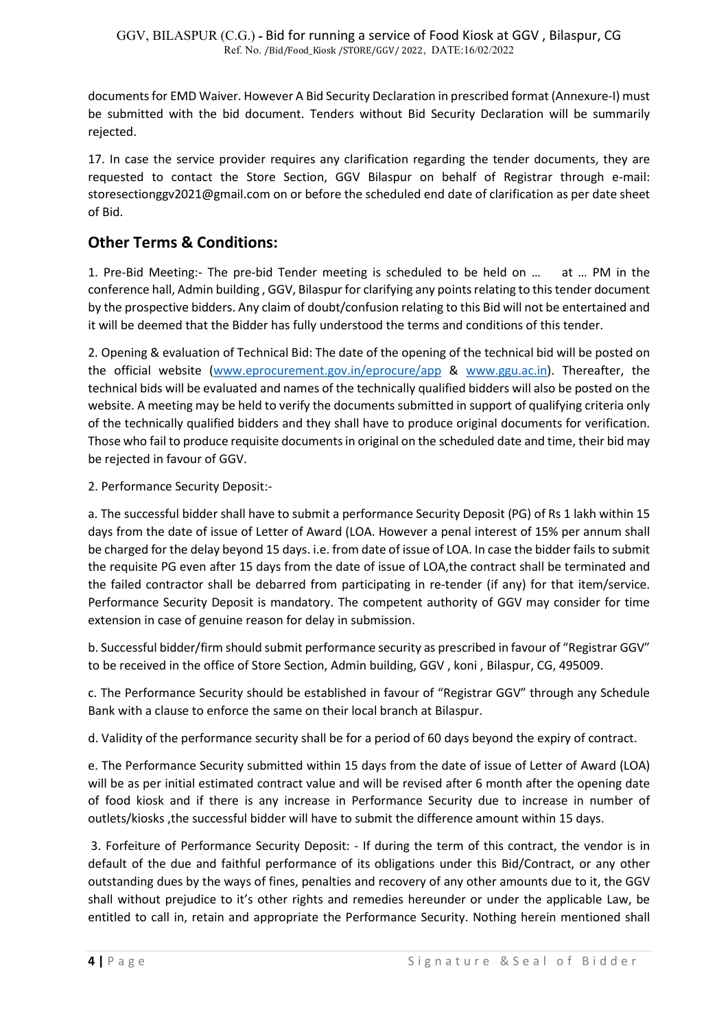documents for EMD Waiver. However A Bid Security Declaration in prescribed format (Annexure-I) must be submitted with the bid document. Tenders without Bid Security Declaration will be summarily rejected.

17. In case the service provider requires any clarification regarding the tender documents, they are requested to contact the Store Section, GGV Bilaspur on behalf of Registrar through e-mail: storesectionggv2021@gmail.com on or before the scheduled end date of clarification as per date sheet of Bid.

## Other Terms & Conditions:

1. Pre-Bid Meeting:- The pre-bid Tender meeting is scheduled to be held on … at … PM in the conference hall, Admin building , GGV, Bilaspur for clarifying any points relating to this tender document by the prospective bidders. Any claim of doubt/confusion relating to this Bid will not be entertained and it will be deemed that the Bidder has fully understood the terms and conditions of this tender.

2. Opening & evaluation of Technical Bid: The date of the opening of the technical bid will be posted on the official website (www.eprocurement.gov.in/eprocure/app & www.ggu.ac.in). Thereafter, the technical bids will be evaluated and names of the technically qualified bidders will also be posted on the website. A meeting may be held to verify the documents submitted in support of qualifying criteria only of the technically qualified bidders and they shall have to produce original documents for verification. Those who fail to produce requisite documents in original on the scheduled date and time, their bid may be rejected in favour of GGV.

2. Performance Security Deposit:-

a. The successful bidder shall have to submit a performance Security Deposit (PG) of Rs 1 lakh within 15 days from the date of issue of Letter of Award (LOA. However a penal interest of 15% per annum shall be charged for the delay beyond 15 days. i.e. from date of issue of LOA. In case the bidder fails to submit the requisite PG even after 15 days from the date of issue of LOA,the contract shall be terminated and the failed contractor shall be debarred from participating in re-tender (if any) for that item/service. Performance Security Deposit is mandatory. The competent authority of GGV may consider for time extension in case of genuine reason for delay in submission.

b. Successful bidder/firm should submit performance security as prescribed in favour of "Registrar GGV" to be received in the office of Store Section, Admin building, GGV , koni , Bilaspur, CG, 495009.

c. The Performance Security should be established in favour of "Registrar GGV" through any Schedule Bank with a clause to enforce the same on their local branch at Bilaspur.

d. Validity of the performance security shall be for a period of 60 days beyond the expiry of contract.

e. The Performance Security submitted within 15 days from the date of issue of Letter of Award (LOA) will be as per initial estimated contract value and will be revised after 6 month after the opening date of food kiosk and if there is any increase in Performance Security due to increase in number of outlets/kiosks ,the successful bidder will have to submit the difference amount within 15 days.

3. Forfeiture of Performance Security Deposit: - If during the term of this contract, the vendor is in default of the due and faithful performance of its obligations under this Bid/Contract, or any other outstanding dues by the ways of fines, penalties and recovery of any other amounts due to it, the GGV shall without prejudice to it's other rights and remedies hereunder or under the applicable Law, be entitled to call in, retain and appropriate the Performance Security. Nothing herein mentioned shall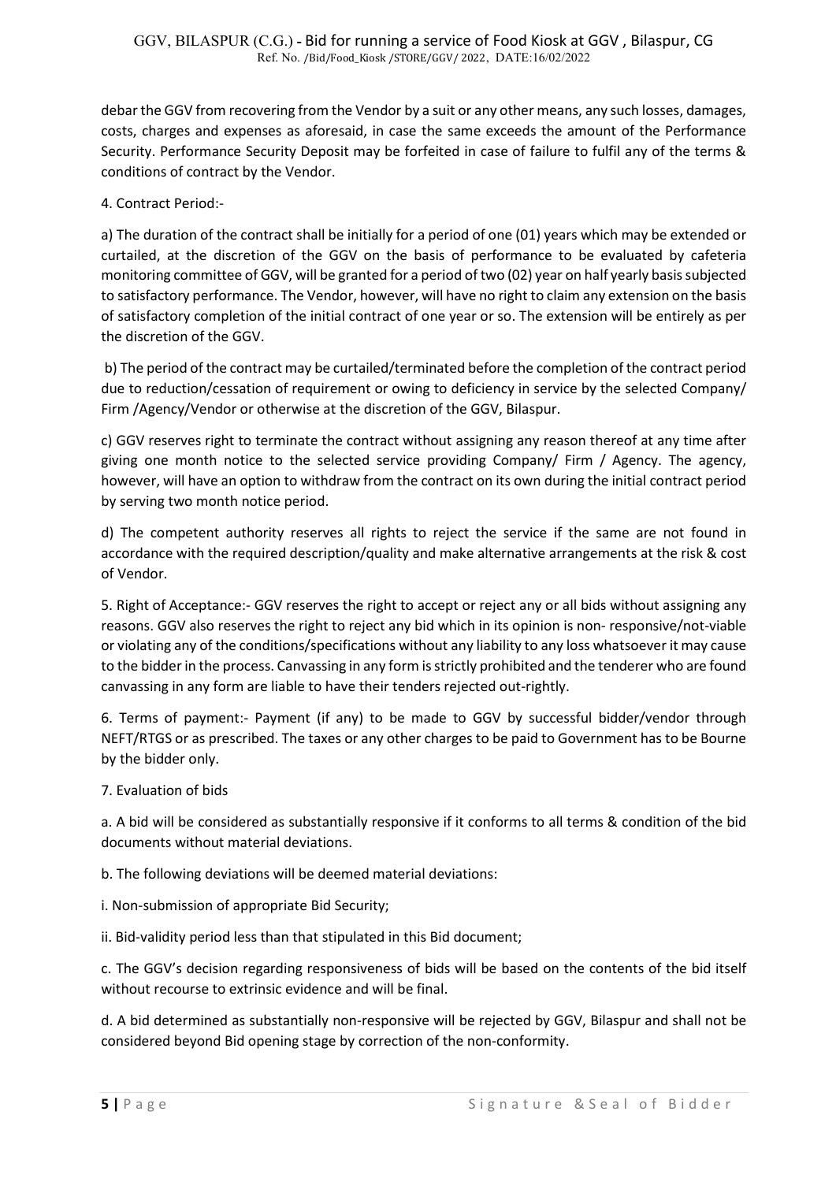debar the GGV from recovering from the Vendor by a suit or any other means, any such losses, damages, costs, charges and expenses as aforesaid, in case the same exceeds the amount of the Performance Security. Performance Security Deposit may be forfeited in case of failure to fulfil any of the terms & conditions of contract by the Vendor.

4. Contract Period:-

a) The duration of the contract shall be initially for a period of one (01) years which may be extended or curtailed, at the discretion of the GGV on the basis of performance to be evaluated by cafeteria monitoring committee of GGV, will be granted for a period of two (02) year on half yearly basis subjected to satisfactory performance. The Vendor, however, will have no right to claim any extension on the basis of satisfactory completion of the initial contract of one year or so. The extension will be entirely as per the discretion of the GGV.

b) The period of the contract may be curtailed/terminated before the completion of the contract period due to reduction/cessation of requirement or owing to deficiency in service by the selected Company/ Firm /Agency/Vendor or otherwise at the discretion of the GGV, Bilaspur.

c) GGV reserves right to terminate the contract without assigning any reason thereof at any time after giving one month notice to the selected service providing Company/ Firm / Agency. The agency, however, will have an option to withdraw from the contract on its own during the initial contract period by serving two month notice period.

d) The competent authority reserves all rights to reject the service if the same are not found in accordance with the required description/quality and make alternative arrangements at the risk & cost of Vendor.

5. Right of Acceptance:- GGV reserves the right to accept or reject any or all bids without assigning any reasons. GGV also reserves the right to reject any bid which in its opinion is non- responsive/not-viable or violating any of the conditions/specifications without any liability to any loss whatsoever it may cause to the bidder in the process. Canvassing in any form is strictly prohibited and the tenderer who are found canvassing in any form are liable to have their tenders rejected out-rightly.

6. Terms of payment:- Payment (if any) to be made to GGV by successful bidder/vendor through NEFT/RTGS or as prescribed. The taxes or any other charges to be paid to Government has to be Bourne by the bidder only.

7. Evaluation of bids

a. A bid will be considered as substantially responsive if it conforms to all terms & condition of the bid documents without material deviations.

b. The following deviations will be deemed material deviations:

i. Non-submission of appropriate Bid Security;

ii. Bid-validity period less than that stipulated in this Bid document;

c. The GGV's decision regarding responsiveness of bids will be based on the contents of the bid itself without recourse to extrinsic evidence and will be final.

d. A bid determined as substantially non-responsive will be rejected by GGV, Bilaspur and shall not be considered beyond Bid opening stage by correction of the non-conformity.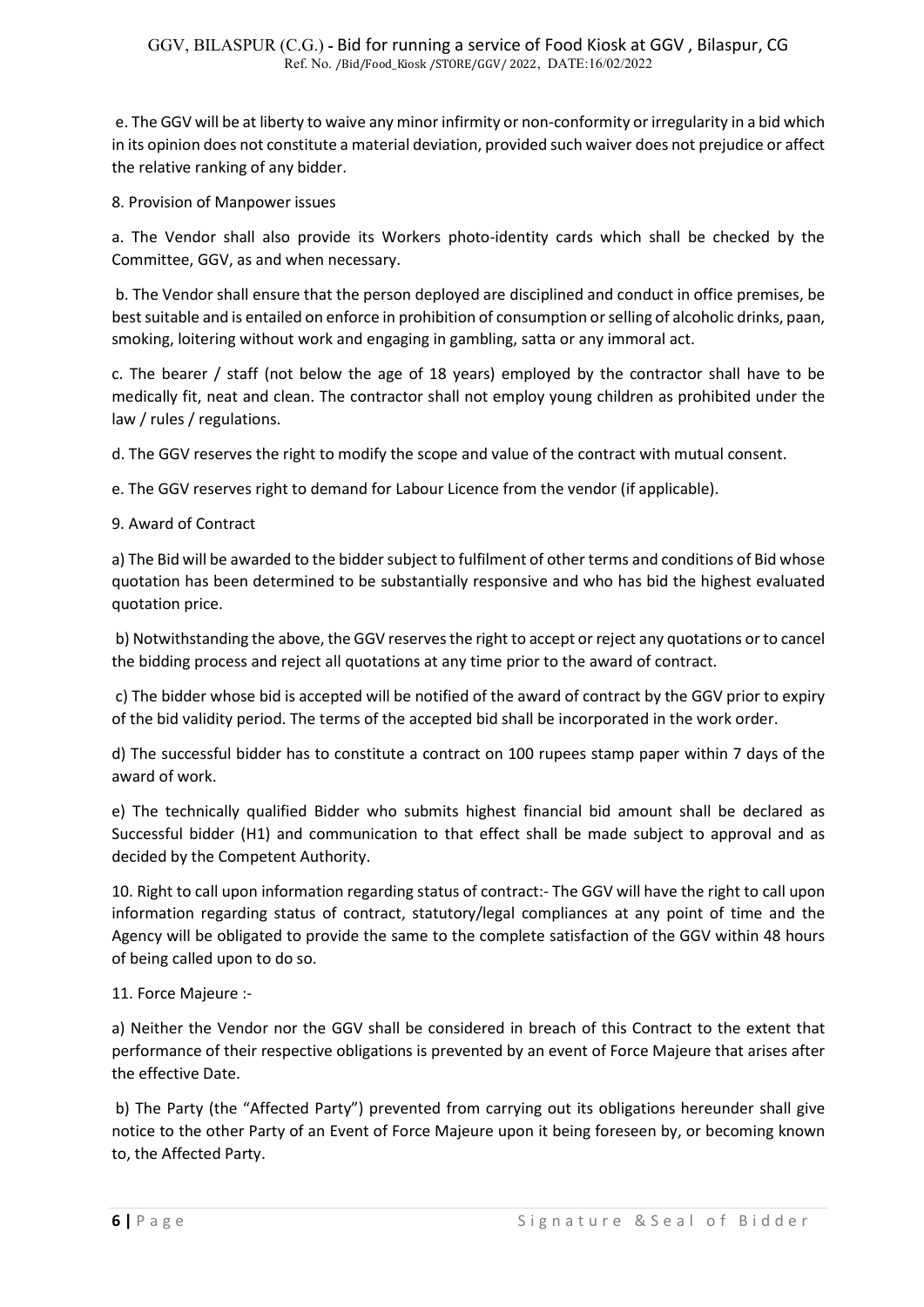e. The GGV will be at liberty to waive any minor infirmity or non-conformity or irregularity in a bid which in its opinion does not constitute a material deviation, provided such waiver does not prejudice or affect the relative ranking of any bidder.

8. Provision of Manpower issues

a. The Vendor shall also provide its Workers photo-identity cards which shall be checked by the Committee, GGV, as and when necessary.

b. The Vendor shall ensure that the person deployed are disciplined and conduct in office premises, be best suitable and is entailed on enforce in prohibition of consumption or selling of alcoholic drinks, paan, smoking, loitering without work and engaging in gambling, satta or any immoral act.

c. The bearer / staff (not below the age of 18 years) employed by the contractor shall have to be medically fit, neat and clean. The contractor shall not employ young children as prohibited under the law / rules / regulations.

d. The GGV reserves the right to modify the scope and value of the contract with mutual consent.

e. The GGV reserves right to demand for Labour Licence from the vendor (if applicable).

9. Award of Contract

a) The Bid will be awarded to the bidder subject to fulfilment of other terms and conditions of Bid whose quotation has been determined to be substantially responsive and who has bid the highest evaluated quotation price.

b) Notwithstanding the above, the GGV reserves the right to accept or reject any quotations or to cancel the bidding process and reject all quotations at any time prior to the award of contract.

c) The bidder whose bid is accepted will be notified of the award of contract by the GGV prior to expiry of the bid validity period. The terms of the accepted bid shall be incorporated in the work order.

d) The successful bidder has to constitute a contract on 100 rupees stamp paper within 7 days of the award of work.

e) The technically qualified Bidder who submits highest financial bid amount shall be declared as Successful bidder (H1) and communication to that effect shall be made subject to approval and as decided by the Competent Authority.

10. Right to call upon information regarding status of contract:- The GGV will have the right to call upon information regarding status of contract, statutory/legal compliances at any point of time and the Agency will be obligated to provide the same to the complete satisfaction of the GGV within 48 hours of being called upon to do so.

11. Force Majeure :-

a) Neither the Vendor nor the GGV shall be considered in breach of this Contract to the extent that performance of their respective obligations is prevented by an event of Force Majeure that arises after the effective Date.

b) The Party (the "Affected Party") prevented from carrying out its obligations hereunder shall give notice to the other Party of an Event of Force Majeure upon it being foreseen by, or becoming known to, the Affected Party.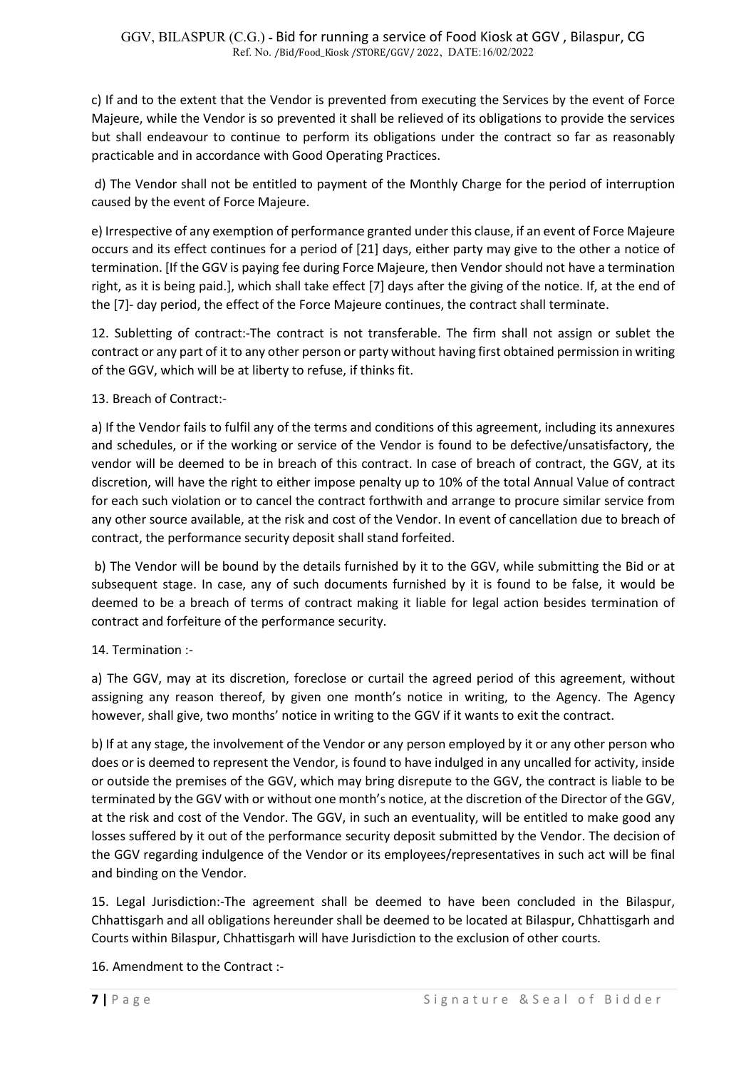c) If and to the extent that the Vendor is prevented from executing the Services by the event of Force Majeure, while the Vendor is so prevented it shall be relieved of its obligations to provide the services but shall endeavour to continue to perform its obligations under the contract so far as reasonably practicable and in accordance with Good Operating Practices.

d) The Vendor shall not be entitled to payment of the Monthly Charge for the period of interruption caused by the event of Force Majeure.

e) Irrespective of any exemption of performance granted under this clause, if an event of Force Majeure occurs and its effect continues for a period of [21] days, either party may give to the other a notice of termination. [If the GGV is paying fee during Force Majeure, then Vendor should not have a termination right, as it is being paid.], which shall take effect [7] days after the giving of the notice. If, at the end of the [7]- day period, the effect of the Force Majeure continues, the contract shall terminate.

12. Subletting of contract:-The contract is not transferable. The firm shall not assign or sublet the contract or any part of it to any other person or party without having first obtained permission in writing of the GGV, which will be at liberty to refuse, if thinks fit.

13. Breach of Contract:-

a) If the Vendor fails to fulfil any of the terms and conditions of this agreement, including its annexures and schedules, or if the working or service of the Vendor is found to be defective/unsatisfactory, the vendor will be deemed to be in breach of this contract. In case of breach of contract, the GGV, at its discretion, will have the right to either impose penalty up to 10% of the total Annual Value of contract for each such violation or to cancel the contract forthwith and arrange to procure similar service from any other source available, at the risk and cost of the Vendor. In event of cancellation due to breach of contract, the performance security deposit shall stand forfeited.

b) The Vendor will be bound by the details furnished by it to the GGV, while submitting the Bid or at subsequent stage. In case, any of such documents furnished by it is found to be false, it would be deemed to be a breach of terms of contract making it liable for legal action besides termination of contract and forfeiture of the performance security.

14. Termination :-

a) The GGV, may at its discretion, foreclose or curtail the agreed period of this agreement, without assigning any reason thereof, by given one month's notice in writing, to the Agency. The Agency however, shall give, two months' notice in writing to the GGV if it wants to exit the contract.

b) If at any stage, the involvement of the Vendor or any person employed by it or any other person who does or is deemed to represent the Vendor, is found to have indulged in any uncalled for activity, inside or outside the premises of the GGV, which may bring disrepute to the GGV, the contract is liable to be terminated by the GGV with or without one month's notice, at the discretion of the Director of the GGV, at the risk and cost of the Vendor. The GGV, in such an eventuality, will be entitled to make good any losses suffered by it out of the performance security deposit submitted by the Vendor. The decision of the GGV regarding indulgence of the Vendor or its employees/representatives in such act will be final and binding on the Vendor.

15. Legal Jurisdiction:-The agreement shall be deemed to have been concluded in the Bilaspur, Chhattisgarh and all obligations hereunder shall be deemed to be located at Bilaspur, Chhattisgarh and Courts within Bilaspur, Chhattisgarh will have Jurisdiction to the exclusion of other courts.

16. Amendment to the Contract :-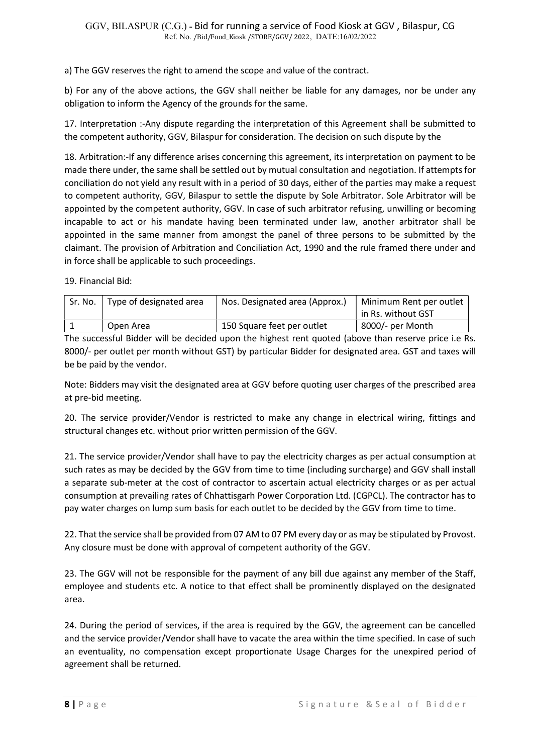a) The GGV reserves the right to amend the scope and value of the contract.

b) For any of the above actions, the GGV shall neither be liable for any damages, nor be under any obligation to inform the Agency of the grounds for the same.

17. Interpretation :-Any dispute regarding the interpretation of this Agreement shall be submitted to the competent authority, GGV, Bilaspur for consideration. The decision on such dispute by the

18. Arbitration:-If any difference arises concerning this agreement, its interpretation on payment to be made there under, the same shall be settled out by mutual consultation and negotiation. If attempts for conciliation do not yield any result with in a period of 30 days, either of the parties may make a request to competent authority, GGV, Bilaspur to settle the dispute by Sole Arbitrator. Sole Arbitrator will be appointed by the competent authority, GGV. In case of such arbitrator refusing, unwilling or becoming incapable to act or his mandate having been terminated under law, another arbitrator shall be appointed in the same manner from amongst the panel of three persons to be submitted by the claimant. The provision of Arbitration and Conciliation Act, 1990 and the rule framed there under and in force shall be applicable to such proceedings.

19. Financial Bid:

| Sr. No. | Type of designated area | Nos. Designated area (Approx.) | Minimum Rent per outlet in Rs. without GST |
|---|---|---|---|
| 1 | Open Area | 150 Square feet per outlet | 8000/- per Month |

The successful Bidder will be decided upon the highest rent quoted (above than reserve price i.e Rs. 8000/- per outlet per month without GST) by particular Bidder for designated area. GST and taxes will be be paid by the vendor.

Note: Bidders may visit the designated area at GGV before quoting user charges of the prescribed area at pre-bid meeting.

20. The service provider/Vendor is restricted to make any change in electrical wiring, fittings and structural changes etc. without prior written permission of the GGV.

21. The service provider/Vendor shall have to pay the electricity charges as per actual consumption at such rates as may be decided by the GGV from time to time (including surcharge) and GGV shall install a separate sub-meter at the cost of contractor to ascertain actual electricity charges or as per actual consumption at prevailing rates of Chhattisgarh Power Corporation Ltd. (CGPCL). The contractor has to pay water charges on lump sum basis for each outlet to be decided by the GGV from time to time.

22. That the service shall be provided from 07 AM to 07 PM every day or as may be stipulated by Provost. Any closure must be done with approval of competent authority of the GGV.

23. The GGV will not be responsible for the payment of any bill due against any member of the Staff, employee and students etc. A notice to that effect shall be prominently displayed on the designated area.

24. During the period of services, if the area is required by the GGV, the agreement can be cancelled and the service provider/Vendor shall have to vacate the area within the time specified. In case of such an eventuality, no compensation except proportionate Usage Charges for the unexpired period of agreement shall be returned.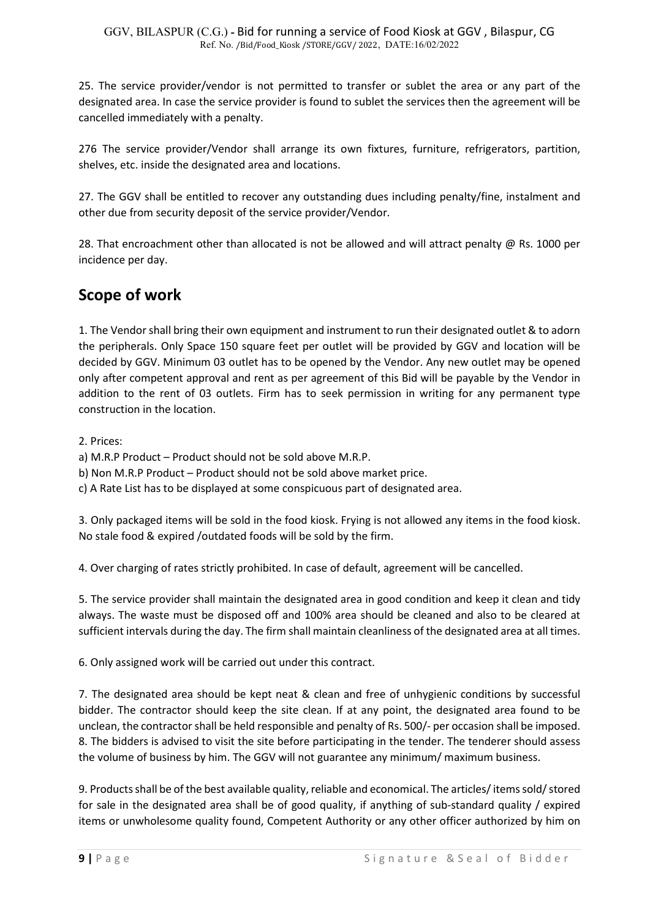25. The service provider/vendor is not permitted to transfer or sublet the area or any part of the designated area. In case the service provider is found to sublet the services then the agreement will be cancelled immediately with a penalty.

276 The service provider/Vendor shall arrange its own fixtures, furniture, refrigerators, partition, shelves, etc. inside the designated area and locations.

27. The GGV shall be entitled to recover any outstanding dues including penalty/fine, instalment and other due from security deposit of the service provider/Vendor.

28. That encroachment other than allocated is not be allowed and will attract penalty @ Rs. 1000 per incidence per day.

## Scope of work

1. The Vendor shall bring their own equipment and instrument to run their designated outlet & to adorn the peripherals. Only Space 150 square feet per outlet will be provided by GGV and location will be decided by GGV. Minimum 03 outlet has to be opened by the Vendor. Any new outlet may be opened only after competent approval and rent as per agreement of this Bid will be payable by the Vendor in addition to the rent of 03 outlets. Firm has to seek permission in writing for any permanent type construction in the location.

2. Prices:
a) M.R.P Product – Product should not be sold above M.R.P.
b) Non M.R.P Product – Product should not be sold above market price.
c) A Rate List has to be displayed at some conspicuous part of designated area.

3. Only packaged items will be sold in the food kiosk. Frying is not allowed any items in the food kiosk. No stale food & expired /outdated foods will be sold by the firm.

4. Over charging of rates strictly prohibited. In case of default, agreement will be cancelled.

5. The service provider shall maintain the designated area in good condition and keep it clean and tidy always. The waste must be disposed off and 100% area should be cleaned and also to be cleared at sufficient intervals during the day. The firm shall maintain cleanliness of the designated area at all times.

6. Only assigned work will be carried out under this contract.

7. The designated area should be kept neat & clean and free of unhygienic conditions by successful bidder. The contractor should keep the site clean. If at any point, the designated area found to be unclean, the contractor shall be held responsible and penalty of Rs. 500/- per occasion shall be imposed.
8. The bidders is advised to visit the site before participating in the tender. The tenderer should assess the volume of business by him. The GGV will not guarantee any minimum/ maximum business.

9. Products shall be of the best available quality, reliable and economical. The articles/ items sold/ stored for sale in the designated area shall be of good quality, if anything of sub-standard quality / expired items or unwholesome quality found, Competent Authority or any other officer authorized by him on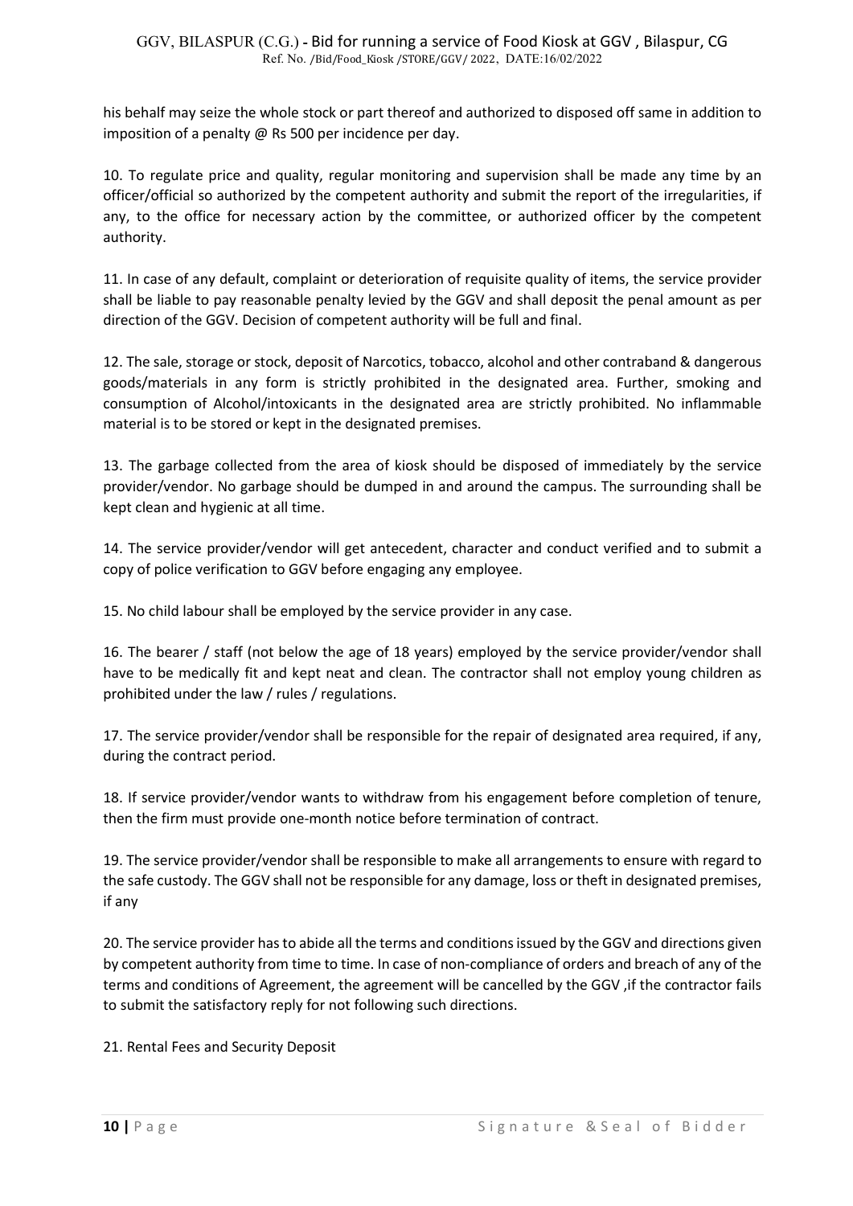his behalf may seize the whole stock or part thereof and authorized to disposed off same in addition to imposition of a penalty @ Rs 500 per incidence per day.

10. To regulate price and quality, regular monitoring and supervision shall be made any time by an officer/official so authorized by the competent authority and submit the report of the irregularities, if any, to the office for necessary action by the committee, or authorized officer by the competent authority.

11. In case of any default, complaint or deterioration of requisite quality of items, the service provider shall be liable to pay reasonable penalty levied by the GGV and shall deposit the penal amount as per direction of the GGV. Decision of competent authority will be full and final.

12. The sale, storage or stock, deposit of Narcotics, tobacco, alcohol and other contraband & dangerous goods/materials in any form is strictly prohibited in the designated area. Further, smoking and consumption of Alcohol/intoxicants in the designated area are strictly prohibited. No inflammable material is to be stored or kept in the designated premises.

13. The garbage collected from the area of kiosk should be disposed of immediately by the service provider/vendor. No garbage should be dumped in and around the campus. The surrounding shall be kept clean and hygienic at all time.

14. The service provider/vendor will get antecedent, character and conduct verified and to submit a copy of police verification to GGV before engaging any employee.

15. No child labour shall be employed by the service provider in any case.

16. The bearer / staff (not below the age of 18 years) employed by the service provider/vendor shall have to be medically fit and kept neat and clean. The contractor shall not employ young children as prohibited under the law / rules / regulations.

17. The service provider/vendor shall be responsible for the repair of designated area required, if any, during the contract period.

18. If service provider/vendor wants to withdraw from his engagement before completion of tenure, then the firm must provide one-month notice before termination of contract.

19. The service provider/vendor shall be responsible to make all arrangements to ensure with regard to the safe custody. The GGV shall not be responsible for any damage, loss or theft in designated premises, if any

20. The service provider has to abide all the terms and conditions issued by the GGV and directions given by competent authority from time to time. In case of non-compliance of orders and breach of any of the terms and conditions of Agreement, the agreement will be cancelled by the GGV ,if the contractor fails to submit the satisfactory reply for not following such directions.

21. Rental Fees and Security Deposit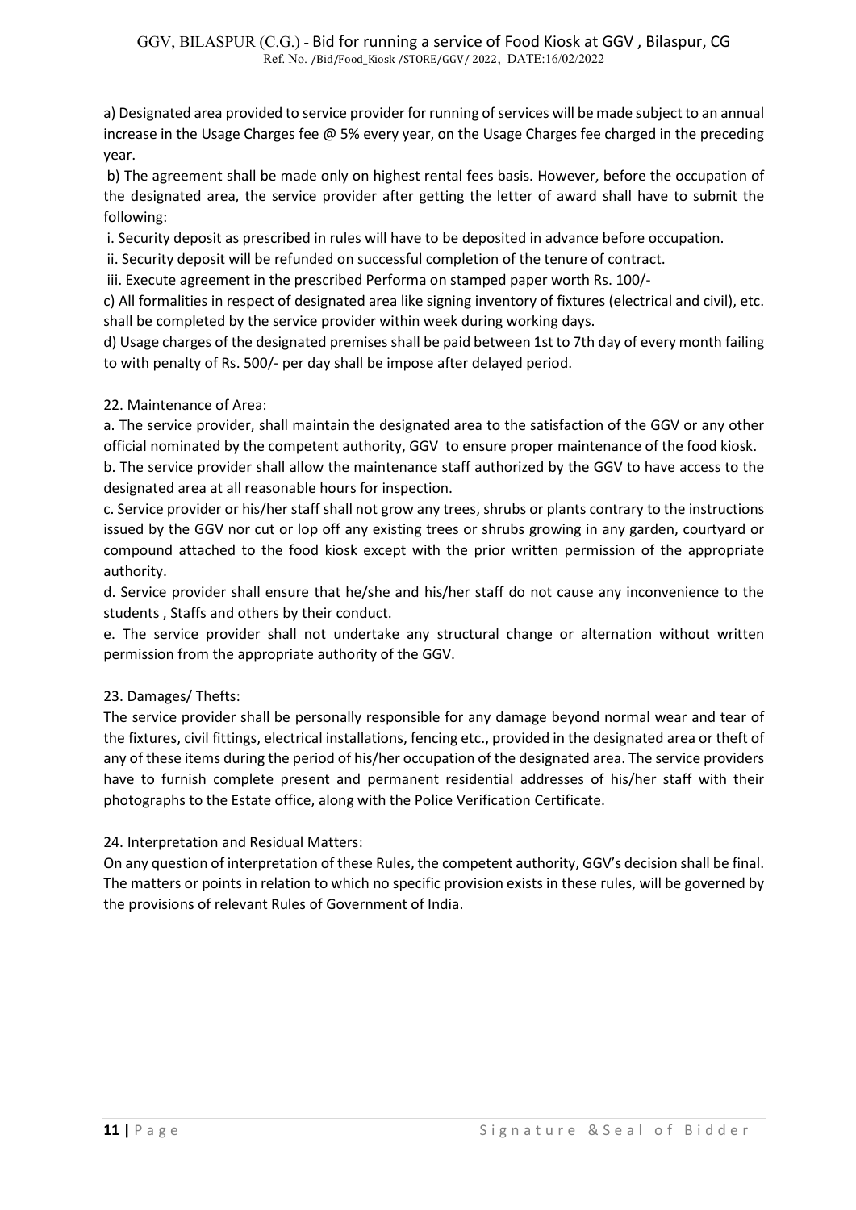a) Designated area provided to service provider for running of services will be made subject to an annual increase in the Usage Charges fee @ 5% every year, on the Usage Charges fee charged in the preceding year.

b) The agreement shall be made only on highest rental fees basis. However, before the occupation of the designated area, the service provider after getting the letter of award shall have to submit the following:

i. Security deposit as prescribed in rules will have to be deposited in advance before occupation.

ii. Security deposit will be refunded on successful completion of the tenure of contract.

iii. Execute agreement in the prescribed Performa on stamped paper worth Rs. 100/-

c) All formalities in respect of designated area like signing inventory of fixtures (electrical and civil), etc. shall be completed by the service provider within week during working days.

d) Usage charges of the designated premises shall be paid between 1st to 7th day of every month failing to with penalty of Rs. 500/- per day shall be impose after delayed period.

22. Maintenance of Area:

a. The service provider, shall maintain the designated area to the satisfaction of the GGV or any other official nominated by the competent authority, GGV to ensure proper maintenance of the food kiosk.

b. The service provider shall allow the maintenance staff authorized by the GGV to have access to the designated area at all reasonable hours for inspection.

c. Service provider or his/her staff shall not grow any trees, shrubs or plants contrary to the instructions issued by the GGV nor cut or lop off any existing trees or shrubs growing in any garden, courtyard or compound attached to the food kiosk except with the prior written permission of the appropriate authority.

d. Service provider shall ensure that he/she and his/her staff do not cause any inconvenience to the students , Staffs and others by their conduct.

e. The service provider shall not undertake any structural change or alternation without written permission from the appropriate authority of the GGV.

23. Damages/ Thefts:

The service provider shall be personally responsible for any damage beyond normal wear and tear of the fixtures, civil fittings, electrical installations, fencing etc., provided in the designated area or theft of any of these items during the period of his/her occupation of the designated area. The service providers have to furnish complete present and permanent residential addresses of his/her staff with their photographs to the Estate office, along with the Police Verification Certificate.

24. Interpretation and Residual Matters:

On any question of interpretation of these Rules, the competent authority, GGV's decision shall be final. The matters or points in relation to which no specific provision exists in these rules, will be governed by the provisions of relevant Rules of Government of India.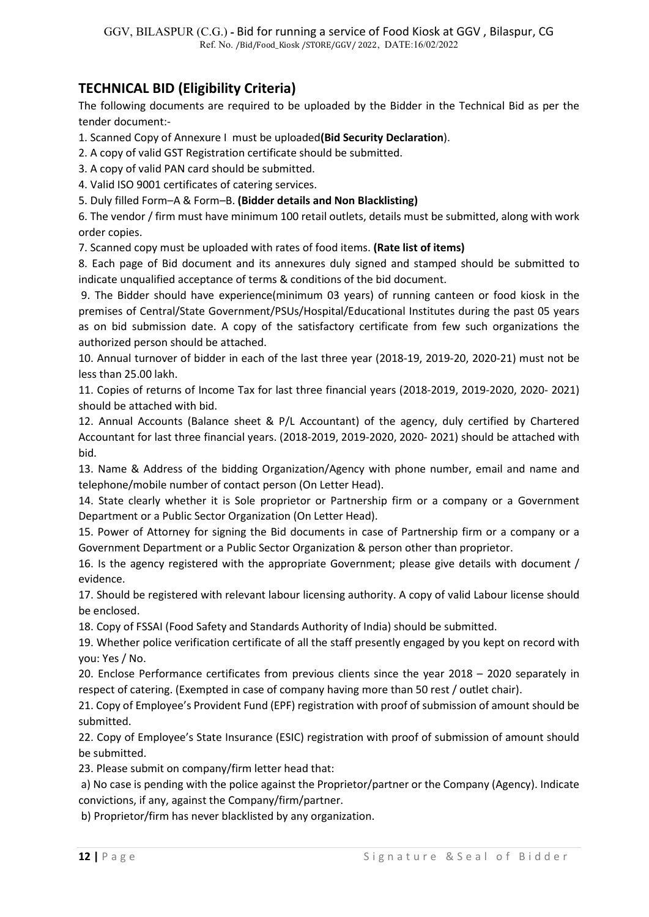## TECHNICAL BID (Eligibility Criteria)

The following documents are required to be uploaded by the Bidder in the Technical Bid as per the tender document:-

1. Scanned Copy of Annexure I must be uploaded**(Bid Security Declaration**).
2. A copy of valid GST Registration certificate should be submitted.
3. A copy of valid PAN card should be submitted.
4. Valid ISO 9001 certificates of catering services.
5. Duly filled Form–A & Form–B. **(Bidder details and Non Blacklisting)**
6. The vendor / firm must have minimum 100 retail outlets, details must be submitted, along with work order copies.
7. Scanned copy must be uploaded with rates of food items. **(Rate list of items)**
8. Each page of Bid document and its annexures duly signed and stamped should be submitted to indicate unqualified acceptance of terms & conditions of the bid document.
9. The Bidder should have experience(minimum 03 years) of running canteen or food kiosk in the premises of Central/State Government/PSUs/Hospital/Educational Institutes during the past 05 years as on bid submission date. A copy of the satisfactory certificate from few such organizations the authorized person should be attached.
10. Annual turnover of bidder in each of the last three year (2018-19, 2019-20, 2020-21) must not be less than 25.00 lakh.
11. Copies of returns of Income Tax for last three financial years (2018-2019, 2019-2020, 2020- 2021) should be attached with bid.
12. Annual Accounts (Balance sheet & P/L Accountant) of the agency, duly certified by Chartered Accountant for last three financial years. (2018-2019, 2019-2020, 2020- 2021) should be attached with bid.
13. Name & Address of the bidding Organization/Agency with phone number, email and name and telephone/mobile number of contact person (On Letter Head).
14. State clearly whether it is Sole proprietor or Partnership firm or a company or a Government Department or a Public Sector Organization (On Letter Head).
15. Power of Attorney for signing the Bid documents in case of Partnership firm or a company or a Government Department or a Public Sector Organization & person other than proprietor.
16. Is the agency registered with the appropriate Government; please give details with document / evidence.
17. Should be registered with relevant labour licensing authority. A copy of valid Labour license should be enclosed.
18. Copy of FSSAI (Food Safety and Standards Authority of India) should be submitted.
19. Whether police verification certificate of all the staff presently engaged by you kept on record with you: Yes / No.
20. Enclose Performance certificates from previous clients since the year 2018 – 2020 separately in respect of catering. (Exempted in case of company having more than 50 rest / outlet chair).
21. Copy of Employee's Provident Fund (EPF) registration with proof of submission of amount should be submitted.
22. Copy of Employee's State Insurance (ESIC) registration with proof of submission of amount should be submitted.
23. Please submit on company/firm letter head that:

   a) No case is pending with the police against the Proprietor/partner or the Company (Agency). Indicate convictions, if any, against the Company/firm/partner.

   b) Proprietor/firm has never blacklisted by any organization.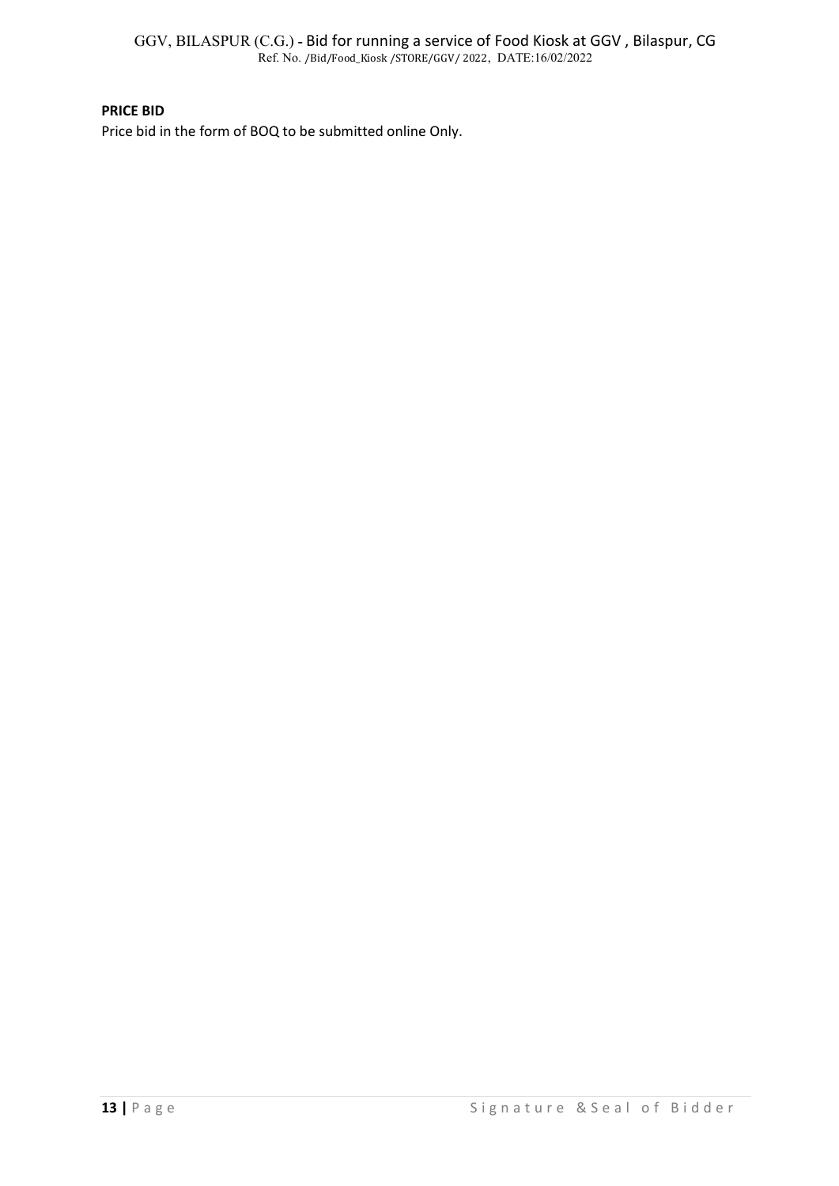**PRICE BID**

Price bid in the form of BOQ to be submitted online Only.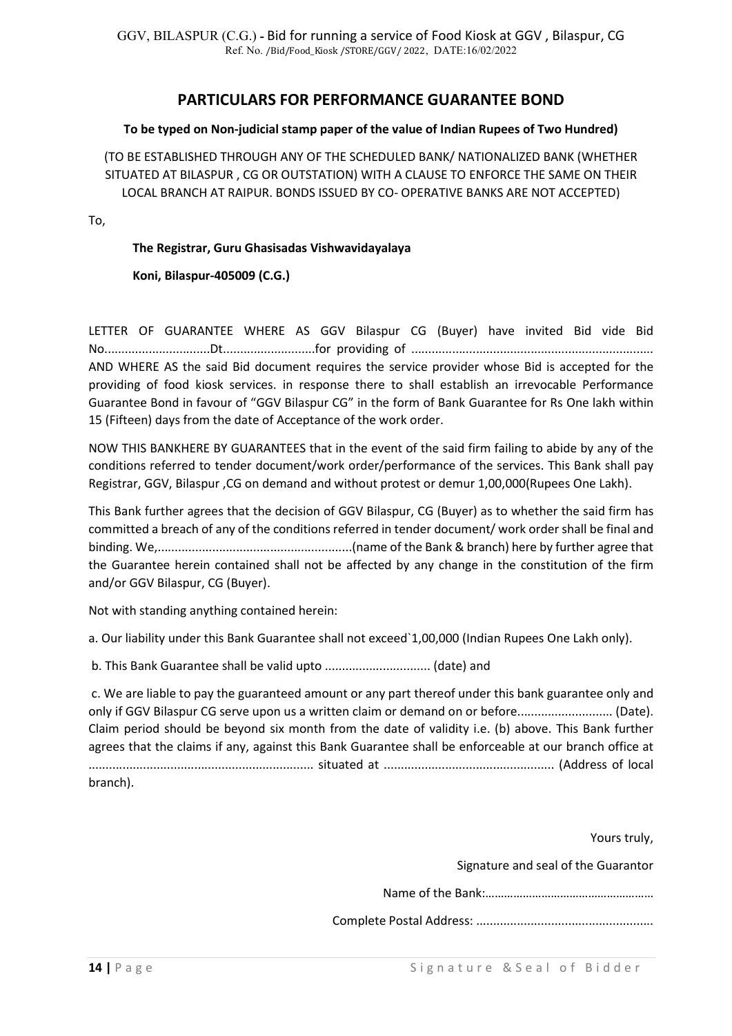## PARTICULARS FOR PERFORMANCE GUARANTEE BOND

**To be typed on Non-judicial stamp paper of the value of Indian Rupees of Two Hundred)**

(TO BE ESTABLISHED THROUGH ANY OF THE SCHEDULED BANK/ NATIONALIZED BANK (WHETHER SITUATED AT BILASPUR , CG OR OUTSTATION) WITH A CLAUSE TO ENFORCE THE SAME ON THEIR LOCAL BRANCH AT RAIPUR. BONDS ISSUED BY CO- OPERATIVE BANKS ARE NOT ACCEPTED)

To,

**The Registrar, Guru Ghasisadas Vishwavidayalaya**

**Koni, Bilaspur-405009 (C.G.)**

LETTER OF GUARANTEE WHERE AS GGV Bilaspur CG (Buyer) have invited Bid vide Bid No..............................Dt..........................for providing of ...................................................................... AND WHERE AS the said Bid document requires the service provider whose Bid is accepted for the providing of food kiosk services. in response there to shall establish an irrevocable Performance Guarantee Bond in favour of "GGV Bilaspur CG" in the form of Bank Guarantee for Rs One lakh within 15 (Fifteen) days from the date of Acceptance of the work order.

NOW THIS BANKHERE BY GUARANTEES that in the event of the said firm failing to abide by any of the conditions referred to tender document/work order/performance of the services. This Bank shall pay Registrar, GGV, Bilaspur ,CG on demand and without protest or demur 1,00,000(Rupees One Lakh).

This Bank further agrees that the decision of GGV Bilaspur, CG (Buyer) as to whether the said firm has committed a breach of any of the conditions referred in tender document/ work order shall be final and binding. We,.........................................................(name of the Bank & branch) here by further agree that the Guarantee herein contained shall not be affected by any change in the constitution of the firm and/or GGV Bilaspur, CG (Buyer).

Not with standing anything contained herein:

a. Our liability under this Bank Guarantee shall not exceed`1,00,000 (Indian Rupees One Lakh only).

b. This Bank Guarantee shall be valid upto ............................... (date) and

c. We are liable to pay the guaranteed amount or any part thereof under this bank guarantee only and only if GGV Bilaspur CG serve upon us a written claim or demand on or before........................... (Date). Claim period should be beyond six month from the date of validity i.e. (b) above. This Bank further agrees that the claims if any, against this Bank Guarantee shall be enforceable at our branch office at ................................................................. situated at ................................................. (Address of local branch).

Yours truly,

Signature and seal of the Guarantor

Name of the Bank:……………………………………………

Complete Postal Address: ...................................................

Signature &Seal of Bidder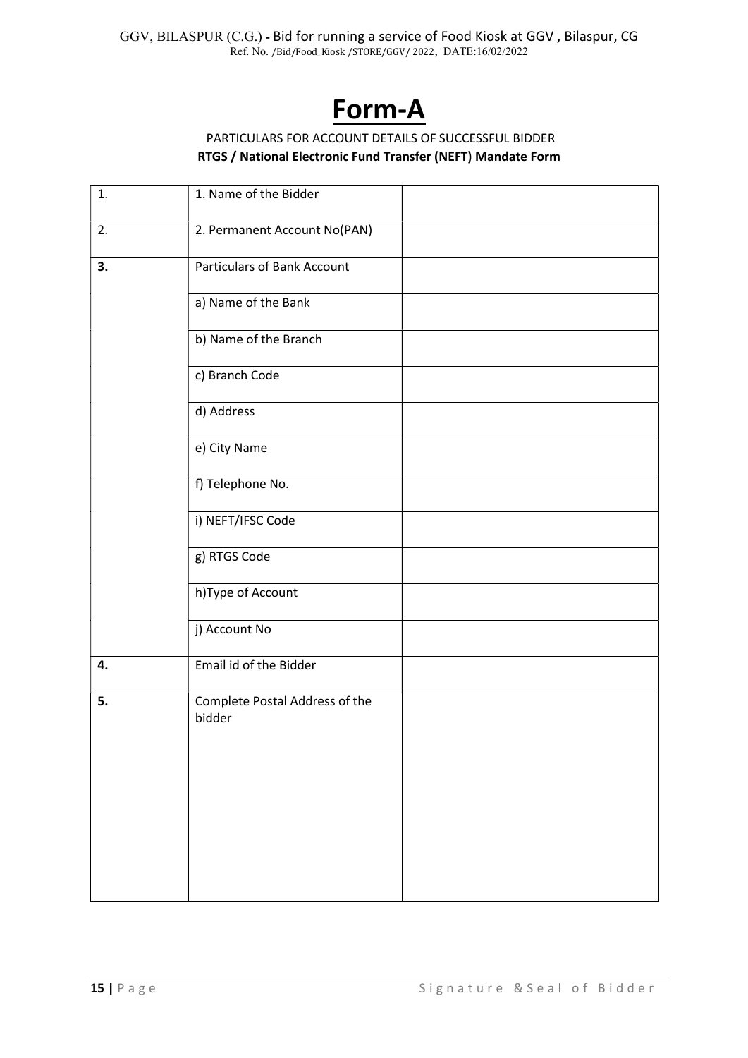# Form-A

PARTICULARS FOR ACCOUNT DETAILS OF SUCCESSFUL BIDDER

**RTGS / National Electronic Fund Transfer (NEFT) Mandate Form**

| | | |
|---|---|---|
| 1. | 1. Name of the Bidder | |
| 2. | 2. Permanent Account No(PAN) | |
| **3.** | Particulars of Bank Account | |
| | a) Name of the Bank | |
| | b) Name of the Branch | |
| | c) Branch Code | |
| | d) Address | |
| | e) City Name | |
| | f) Telephone No. | |
| | i) NEFT/IFSC Code | |
| | g) RTGS Code | |
| | h)Type of Account | |
| | j) Account No | |
| **4.** | Email id of the Bidder | |
| **5.** | Complete Postal Address of the bidder | |

Signature & Seal of Bidder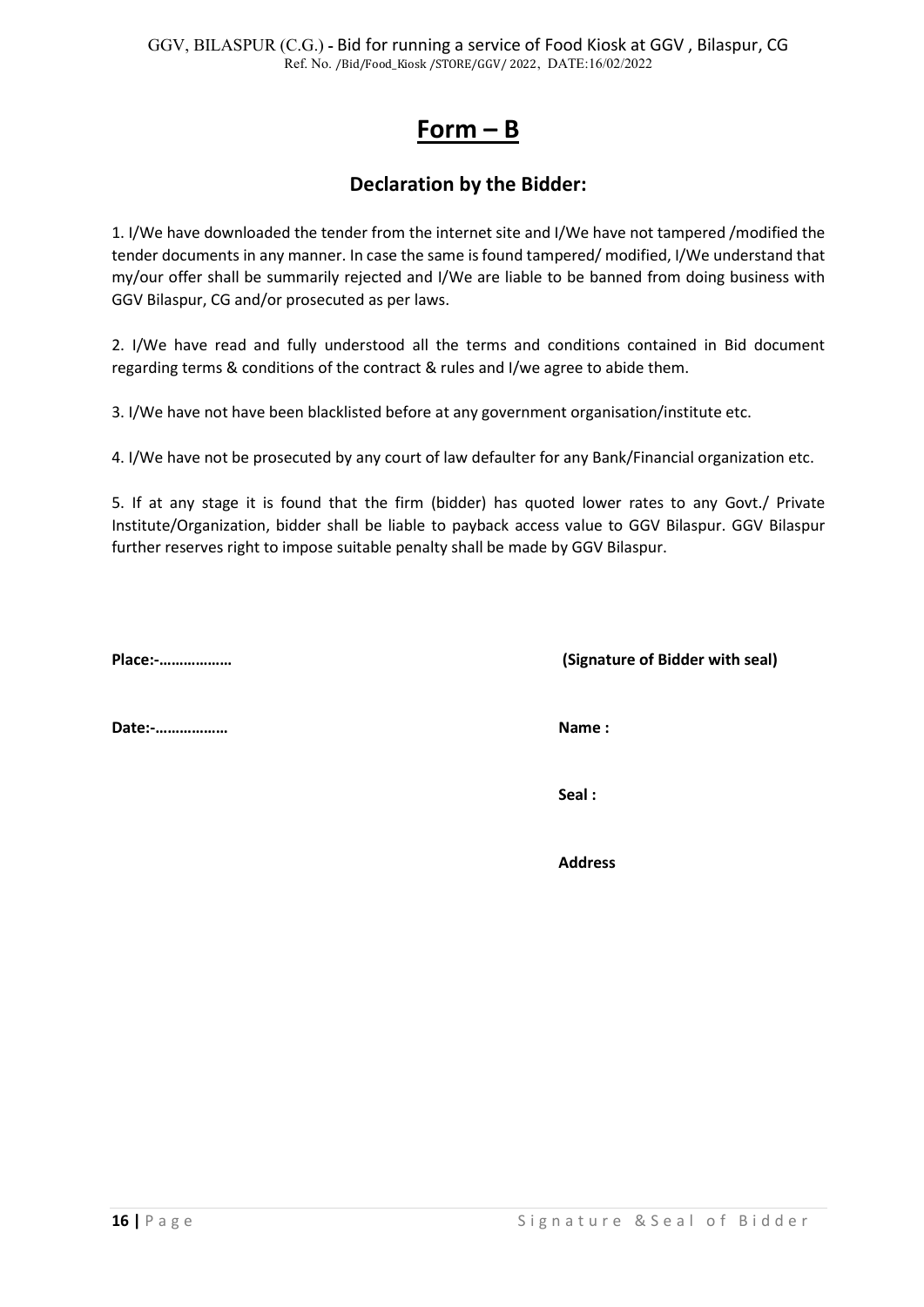# Form – B

## Declaration by the Bidder:

1. I/We have downloaded the tender from the internet site and I/We have not tampered /modified the tender documents in any manner. In case the same is found tampered/ modified, I/We understand that my/our offer shall be summarily rejected and I/We are liable to be banned from doing business with GGV Bilaspur, CG and/or prosecuted as per laws.

2. I/We have read and fully understood all the terms and conditions contained in Bid document regarding terms & conditions of the contract & rules and I/we agree to abide them.

3. I/We have not have been blacklisted before at any government organisation/institute etc.

4. I/We have not be prosecuted by any court of law defaulter for any Bank/Financial organization etc.

5. If at any stage it is found that the firm (bidder) has quoted lower rates to any Govt./ Private Institute/Organization, bidder shall be liable to payback access value to GGV Bilaspur. GGV Bilaspur further reserves right to impose suitable penalty shall be made by GGV Bilaspur.

**Place:-………………**

**Date:-………………**

**(Signature of Bidder with seal)**

**Name :**

**Seal :**

**Address**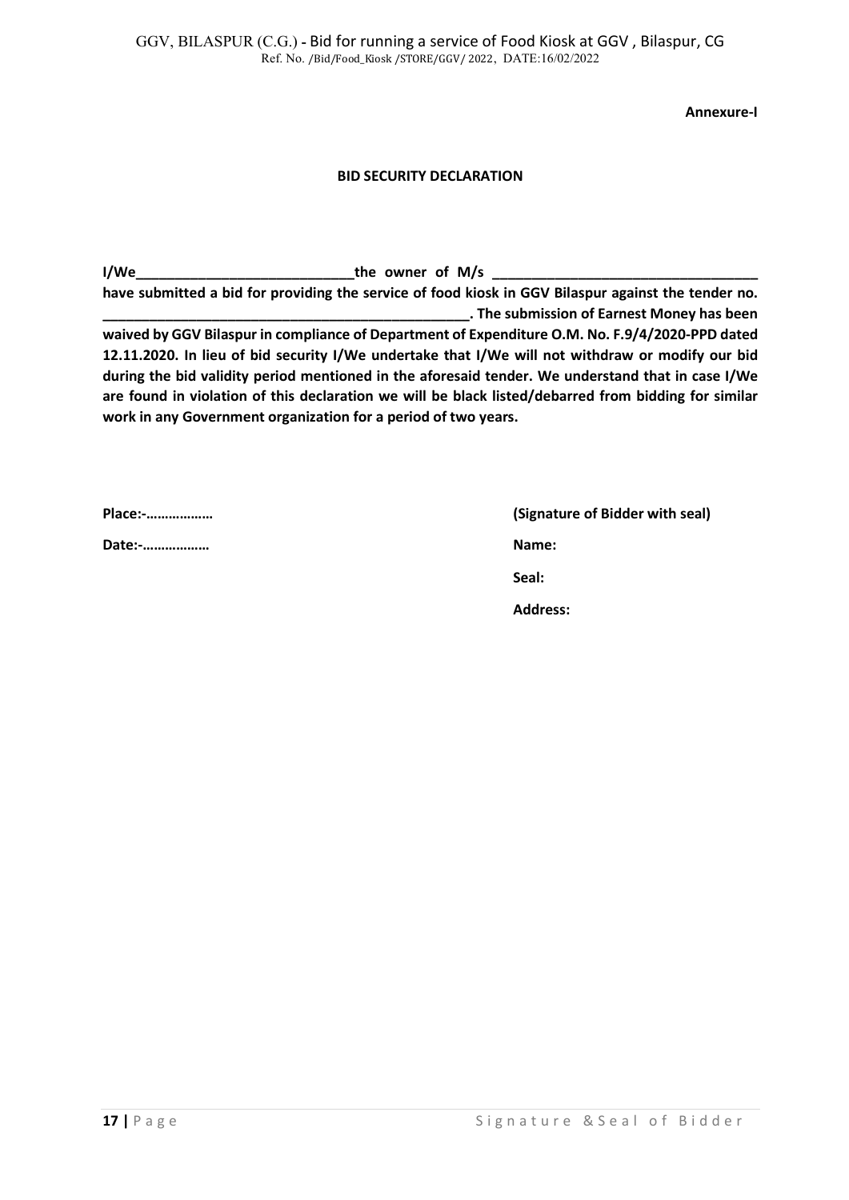**Annexure-I**

**BID SECURITY DECLARATION**

**I/We____________________________the owner of M/s __________________________________ have submitted a bid for providing the service of food kiosk in GGV Bilaspur against the tender no. _______________________________________________. The submission of Earnest Money has been waived by GGV Bilaspur in compliance of Department of Expenditure O.M. No. F.9/4/2020-PPD dated 12.11.2020. In lieu of bid security I/We undertake that I/We will not withdraw or modify our bid during the bid validity period mentioned in the aforesaid tender. We understand that in case I/We are found in violation of this declaration we will be black listed/debarred from bidding for similar work in any Government organization for a period of two years.**

**Place:-………………** **(Signature of Bidder with seal)**

**Date:-………………** **Name:**

**Seal:**

**Address:**